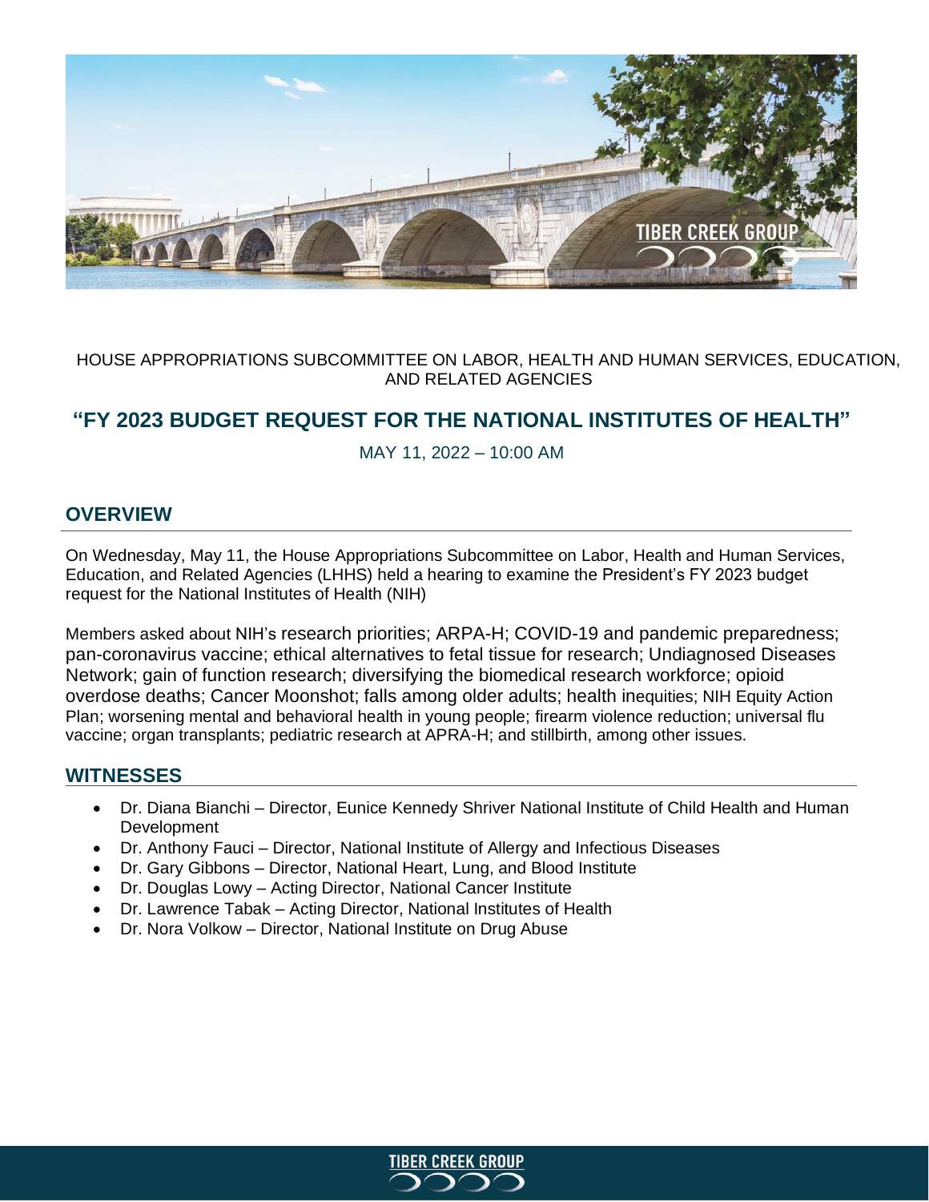HOUSE APPROPRIATIONS SUBCOMMITTEE ON LABOR, HEALTH AND HUMAN SERVICES, EDUCATION, AND RELATED AGENCIES

# "FY 2023 BUDGET REQUEST FOR THE NATIONAL INSTITUTES OF HEALTH"

MAY 11, 2022 – 10:00 AM

## OVERVIEW

On Wednesday, May 11, the House Appropriations Subcommittee on Labor, Health and Human Services, Education, and Related Agencies (LHHS) held a hearing to examine the President's FY 2023 budget request for the National Institutes of Health (NIH)

Members asked about NIH's research priorities; ARPA-H; COVID-19 and pandemic preparedness; pan-coronavirus vaccine; ethical alternatives to fetal tissue for research; Undiagnosed Diseases Network; gain of function research; diversifying the biomedical research workforce; opioid overdose deaths; Cancer Moonshot; falls among older adults; health inequities; NIH Equity Action Plan; worsening mental and behavioral health in young people; firearm violence reduction; universal flu vaccine; organ transplants; pediatric research at APRA-H; and stillbirth, among other issues.

## WITNESSES

- Dr. Diana Bianchi – Director, Eunice Kennedy Shriver National Institute of Child Health and Human Development
- Dr. Anthony Fauci – Director, National Institute of Allergy and Infectious Diseases
- Dr. Gary Gibbons – Director, National Heart, Lung, and Blood Institute
- Dr. Douglas Lowy – Acting Director, National Cancer Institute
- Dr. Lawrence Tabak – Acting Director, National Institutes of Health
- Dr. Nora Volkow – Director, National Institute on Drug Abuse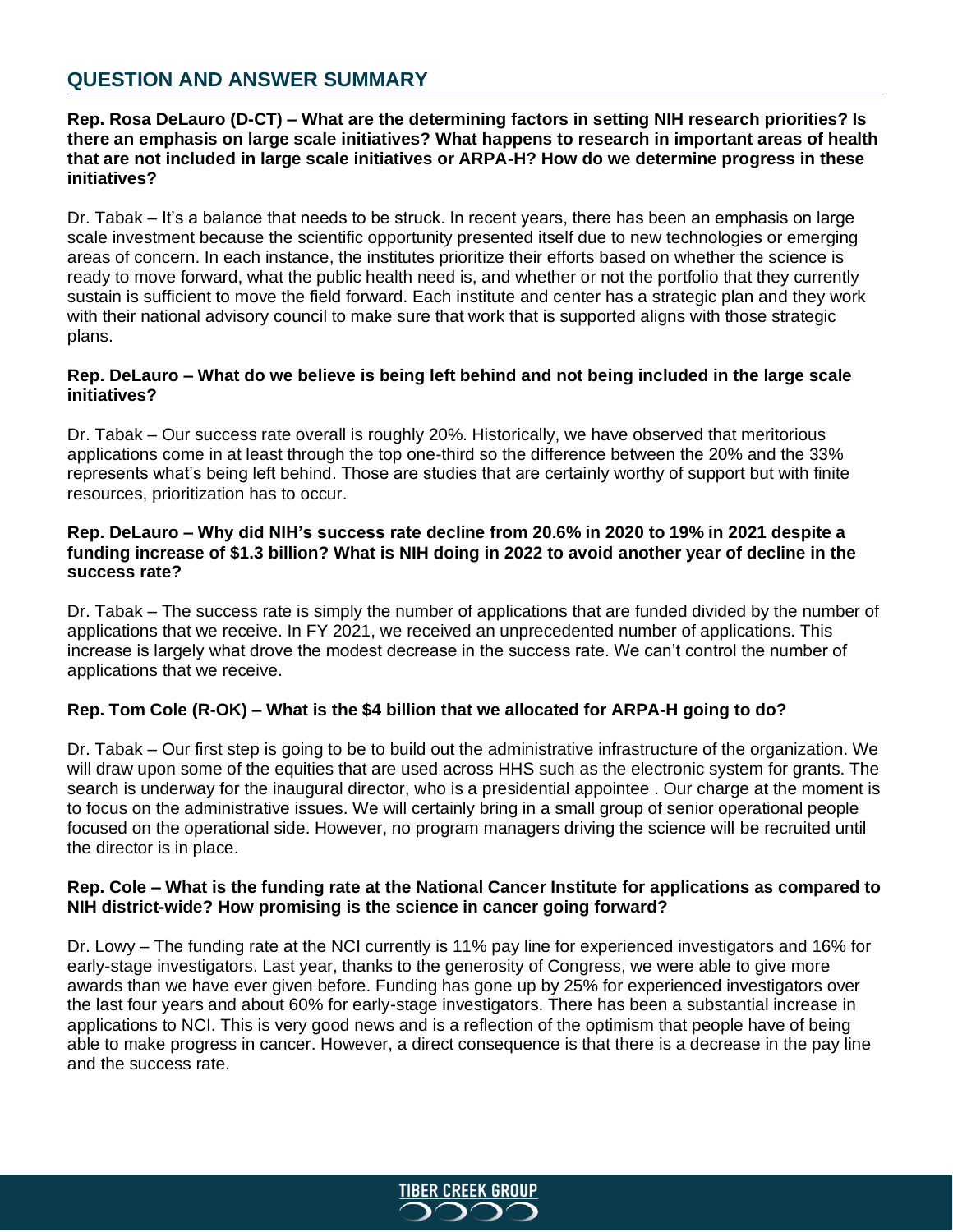## QUESTION AND ANSWER SUMMARY

**Rep. Rosa DeLauro (D-CT) – What are the determining factors in setting NIH research priorities? Is there an emphasis on large scale initiatives? What happens to research in important areas of health that are not included in large scale initiatives or ARPA-H? How do we determine progress in these initiatives?**

Dr. Tabak – It's a balance that needs to be struck. In recent years, there has been an emphasis on large scale investment because the scientific opportunity presented itself due to new technologies or emerging areas of concern. In each instance, the institutes prioritize their efforts based on whether the science is ready to move forward, what the public health need is, and whether or not the portfolio that they currently sustain is sufficient to move the field forward. Each institute and center has a strategic plan and they work with their national advisory council to make sure that work that is supported aligns with those strategic plans.

**Rep. DeLauro – What do we believe is being left behind and not being included in the large scale initiatives?**

Dr. Tabak – Our success rate overall is roughly 20%. Historically, we have observed that meritorious applications come in at least through the top one-third so the difference between the 20% and the 33% represents what's being left behind. Those are studies that are certainly worthy of support but with finite resources, prioritization has to occur.

**Rep. DeLauro – Why did NIH's success rate decline from 20.6% in 2020 to 19% in 2021 despite a funding increase of $1.3 billion? What is NIH doing in 2022 to avoid another year of decline in the success rate?**

Dr. Tabak – The success rate is simply the number of applications that are funded divided by the number of applications that we receive. In FY 2021, we received an unprecedented number of applications. This increase is largely what drove the modest decrease in the success rate. We can't control the number of applications that we receive.

**Rep. Tom Cole (R-OK) – What is the $4 billion that we allocated for ARPA-H going to do?**

Dr. Tabak – Our first step is going to be to build out the administrative infrastructure of the organization. We will draw upon some of the equities that are used across HHS such as the electronic system for grants. The search is underway for the inaugural director, who is a presidential appointee . Our charge at the moment is to focus on the administrative issues. We will certainly bring in a small group of senior operational people focused on the operational side. However, no program managers driving the science will be recruited until the director is in place.

**Rep. Cole – What is the funding rate at the National Cancer Institute for applications as compared to NIH district-wide? How promising is the science in cancer going forward?**

Dr. Lowy – The funding rate at the NCI currently is 11% pay line for experienced investigators and 16% for early-stage investigators. Last year, thanks to the generosity of Congress, we were able to give more awards than we have ever given before. Funding has gone up by 25% for experienced investigators over the last four years and about 60% for early-stage investigators. There has been a substantial increase in applications to NCI. This is very good news and is a reflection of the optimism that people have of being able to make progress in cancer. However, a direct consequence is that there is a decrease in the pay line and the success rate.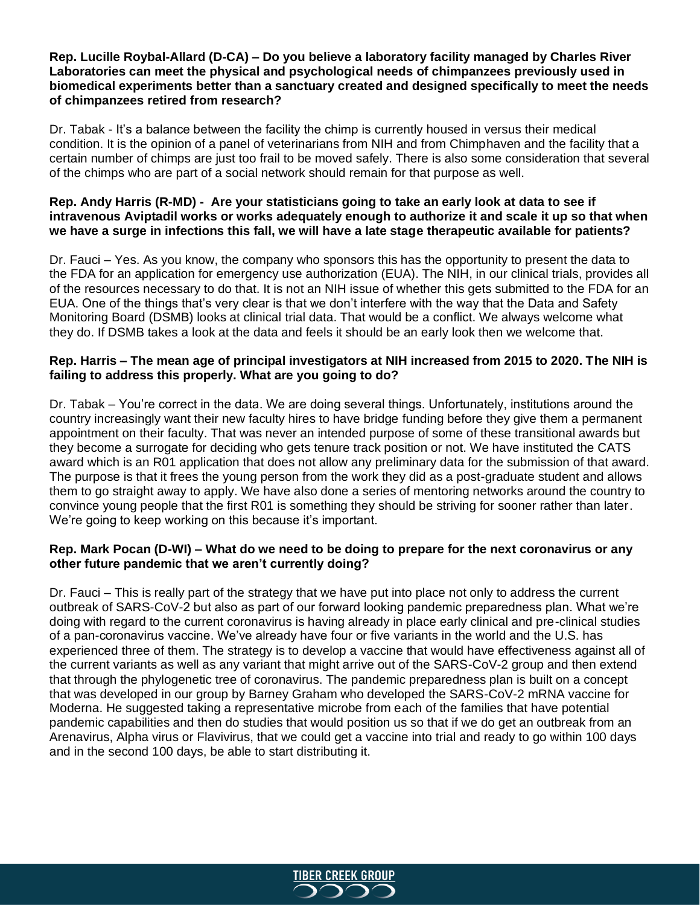**Rep. Lucille Roybal-Allard (D-CA) – Do you believe a laboratory facility managed by Charles River Laboratories can meet the physical and psychological needs of chimpanzees previously used in biomedical experiments better than a sanctuary created and designed specifically to meet the needs of chimpanzees retired from research?**

Dr. Tabak - It's a balance between the facility the chimp is currently housed in versus their medical condition. It is the opinion of a panel of veterinarians from NIH and from Chimphaven and the facility that a certain number of chimps are just too frail to be moved safely. There is also some consideration that several of the chimps who are part of a social network should remain for that purpose as well.

**Rep. Andy Harris (R-MD) - Are your statisticians going to take an early look at data to see if intravenous Aviptadil works or works adequately enough to authorize it and scale it up so that when we have a surge in infections this fall, we will have a late stage therapeutic available for patients?**

Dr. Fauci – Yes. As you know, the company who sponsors this has the opportunity to present the data to the FDA for an application for emergency use authorization (EUA). The NIH, in our clinical trials, provides all of the resources necessary to do that. It is not an NIH issue of whether this gets submitted to the FDA for an EUA. One of the things that's very clear is that we don't interfere with the way that the Data and Safety Monitoring Board (DSMB) looks at clinical trial data. That would be a conflict. We always welcome what they do. If DSMB takes a look at the data and feels it should be an early look then we welcome that.

**Rep. Harris – The mean age of principal investigators at NIH increased from 2015 to 2020. The NIH is failing to address this properly. What are you going to do?**

Dr. Tabak – You're correct in the data. We are doing several things. Unfortunately, institutions around the country increasingly want their new faculty hires to have bridge funding before they give them a permanent appointment on their faculty. That was never an intended purpose of some of these transitional awards but they become a surrogate for deciding who gets tenure track position or not. We have instituted the CATS award which is an R01 application that does not allow any preliminary data for the submission of that award. The purpose is that it frees the young person from the work they did as a post-graduate student and allows them to go straight away to apply. We have also done a series of mentoring networks around the country to convince young people that the first R01 is something they should be striving for sooner rather than later. We're going to keep working on this because it's important.

**Rep. Mark Pocan (D-WI) – What do we need to be doing to prepare for the next coronavirus or any other future pandemic that we aren't currently doing?**

Dr. Fauci – This is really part of the strategy that we have put into place not only to address the current outbreak of SARS-CoV-2 but also as part of our forward looking pandemic preparedness plan. What we're doing with regard to the current coronavirus is having already in place early clinical and pre-clinical studies of a pan-coronavirus vaccine. We've already have four or five variants in the world and the U.S. has experienced three of them. The strategy is to develop a vaccine that would have effectiveness against all of the current variants as well as any variant that might arrive out of the SARS-CoV-2 group and then extend that through the phylogenetic tree of coronavirus. The pandemic preparedness plan is built on a concept that was developed in our group by Barney Graham who developed the SARS-CoV-2 mRNA vaccine for Moderna. He suggested taking a representative microbe from each of the families that have potential pandemic capabilities and then do studies that would position us so that if we do get an outbreak from an Arenavirus, Alpha virus or Flavivirus, that we could get a vaccine into trial and ready to go within 100 days and in the second 100 days, be able to start distributing it.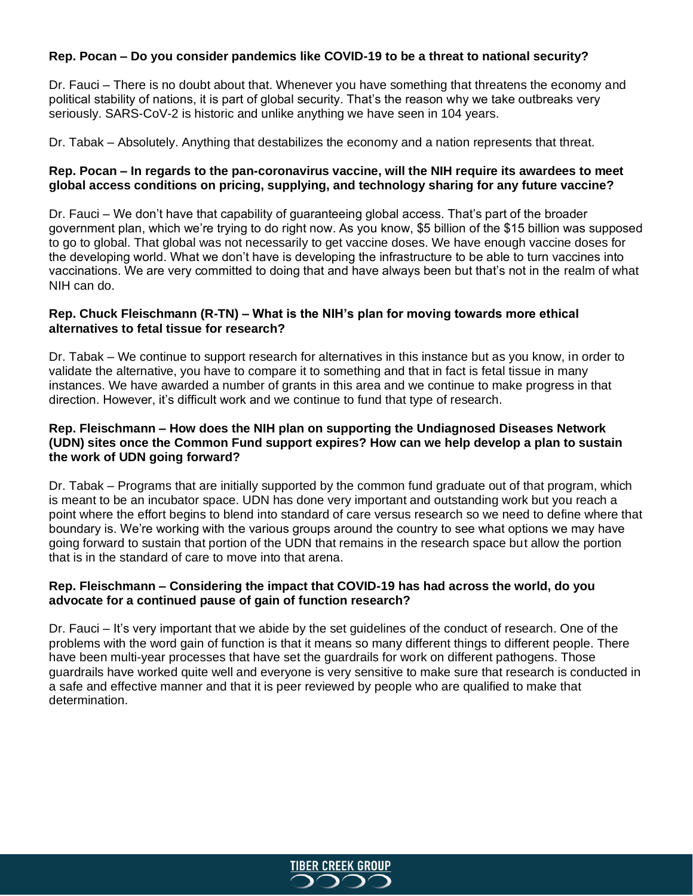**Rep. Pocan – Do you consider pandemics like COVID-19 to be a threat to national security?**

Dr. Fauci – There is no doubt about that. Whenever you have something that threatens the economy and political stability of nations, it is part of global security. That's the reason why we take outbreaks very seriously. SARS-CoV-2 is historic and unlike anything we have seen in 104 years.

Dr. Tabak – Absolutely. Anything that destabilizes the economy and a nation represents that threat.

**Rep. Pocan – In regards to the pan-coronavirus vaccine, will the NIH require its awardees to meet global access conditions on pricing, supplying, and technology sharing for any future vaccine?**

Dr. Fauci – We don't have that capability of guaranteeing global access. That's part of the broader government plan, which we're trying to do right now. As you know, $5 billion of the $15 billion was supposed to go to global. That global was not necessarily to get vaccine doses. We have enough vaccine doses for the developing world. What we don't have is developing the infrastructure to be able to turn vaccines into vaccinations. We are very committed to doing that and have always been but that's not in the realm of what NIH can do.

**Rep. Chuck Fleischmann (R-TN) – What is the NIH's plan for moving towards more ethical alternatives to fetal tissue for research?**

Dr. Tabak – We continue to support research for alternatives in this instance but as you know, in order to validate the alternative, you have to compare it to something and that in fact is fetal tissue in many instances. We have awarded a number of grants in this area and we continue to make progress in that direction. However, it's difficult work and we continue to fund that type of research.

**Rep. Fleischmann – How does the NIH plan on supporting the Undiagnosed Diseases Network (UDN) sites once the Common Fund support expires? How can we help develop a plan to sustain the work of UDN going forward?**

Dr. Tabak – Programs that are initially supported by the common fund graduate out of that program, which is meant to be an incubator space. UDN has done very important and outstanding work but you reach a point where the effort begins to blend into standard of care versus research so we need to define where that boundary is. We're working with the various groups around the country to see what options we may have going forward to sustain that portion of the UDN that remains in the research space but allow the portion that is in the standard of care to move into that arena.

**Rep. Fleischmann – Considering the impact that COVID-19 has had across the world, do you advocate for a continued pause of gain of function research?**

Dr. Fauci – It's very important that we abide by the set guidelines of the conduct of research. One of the problems with the word gain of function is that it means so many different things to different people. There have been multi-year processes that have set the guardrails for work on different pathogens. Those guardrails have worked quite well and everyone is very sensitive to make sure that research is conducted in a safe and effective manner and that it is peer reviewed by people who are qualified to make that determination.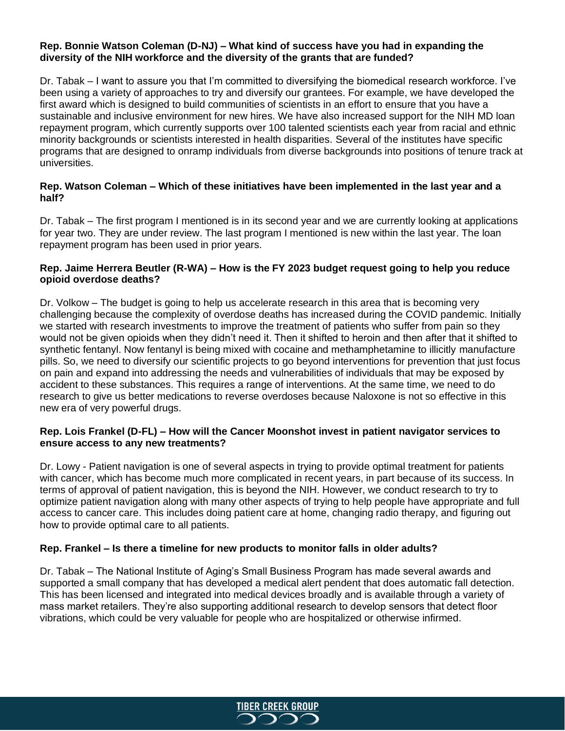**Rep. Bonnie Watson Coleman (D-NJ) – What kind of success have you had in expanding the diversity of the NIH workforce and the diversity of the grants that are funded?**

Dr. Tabak – I want to assure you that I'm committed to diversifying the biomedical research workforce. I've been using a variety of approaches to try and diversify our grantees. For example, we have developed the first award which is designed to build communities of scientists in an effort to ensure that you have a sustainable and inclusive environment for new hires. We have also increased support for the NIH MD loan repayment program, which currently supports over 100 talented scientists each year from racial and ethnic minority backgrounds or scientists interested in health disparities. Several of the institutes have specific programs that are designed to onramp individuals from diverse backgrounds into positions of tenure track at universities.

**Rep. Watson Coleman – Which of these initiatives have been implemented in the last year and a half?**

Dr. Tabak – The first program I mentioned is in its second year and we are currently looking at applications for year two. They are under review. The last program I mentioned is new within the last year. The loan repayment program has been used in prior years.

**Rep. Jaime Herrera Beutler (R-WA) – How is the FY 2023 budget request going to help you reduce opioid overdose deaths?**

Dr. Volkow – The budget is going to help us accelerate research in this area that is becoming very challenging because the complexity of overdose deaths has increased during the COVID pandemic. Initially we started with research investments to improve the treatment of patients who suffer from pain so they would not be given opioids when they didn't need it. Then it shifted to heroin and then after that it shifted to synthetic fentanyl. Now fentanyl is being mixed with cocaine and methamphetamine to illicitly manufacture pills. So, we need to diversify our scientific projects to go beyond interventions for prevention that just focus on pain and expand into addressing the needs and vulnerabilities of individuals that may be exposed by accident to these substances. This requires a range of interventions. At the same time, we need to do research to give us better medications to reverse overdoses because Naloxone is not so effective in this new era of very powerful drugs.

**Rep. Lois Frankel (D-FL) – How will the Cancer Moonshot invest in patient navigator services to ensure access to any new treatments?**

Dr. Lowy - Patient navigation is one of several aspects in trying to provide optimal treatment for patients with cancer, which has become much more complicated in recent years, in part because of its success. In terms of approval of patient navigation, this is beyond the NIH. However, we conduct research to try to optimize patient navigation along with many other aspects of trying to help people have appropriate and full access to cancer care. This includes doing patient care at home, changing radio therapy, and figuring out how to provide optimal care to all patients.

**Rep. Frankel – Is there a timeline for new products to monitor falls in older adults?**

Dr. Tabak – The National Institute of Aging's Small Business Program has made several awards and supported a small company that has developed a medical alert pendent that does automatic fall detection. This has been licensed and integrated into medical devices broadly and is available through a variety of mass market retailers. They're also supporting additional research to develop sensors that detect floor vibrations, which could be very valuable for people who are hospitalized or otherwise infirmed.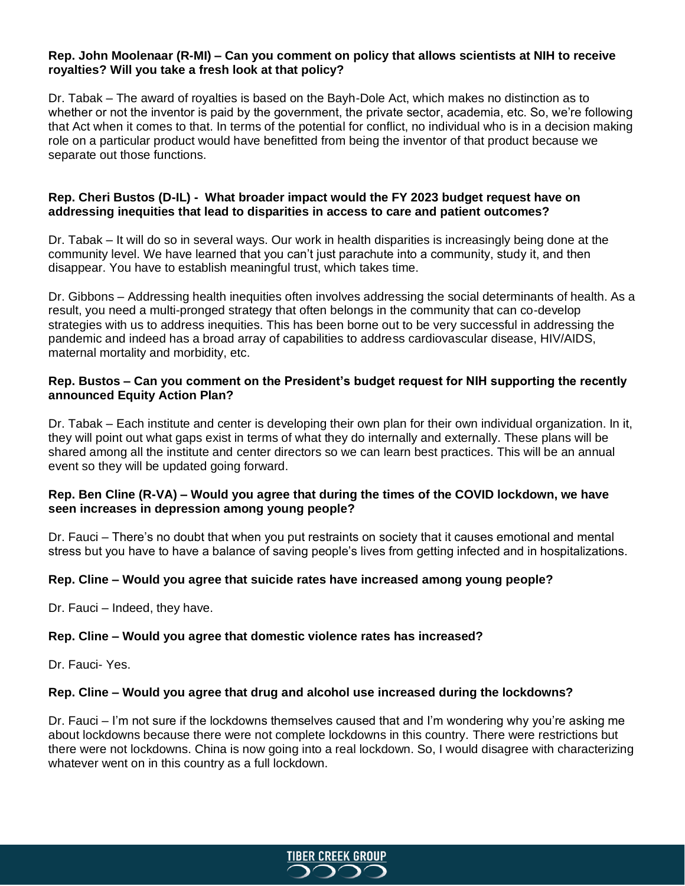**Rep. John Moolenaar (R-MI) – Can you comment on policy that allows scientists at NIH to receive royalties? Will you take a fresh look at that policy?**

Dr. Tabak – The award of royalties is based on the Bayh-Dole Act, which makes no distinction as to whether or not the inventor is paid by the government, the private sector, academia, etc. So, we're following that Act when it comes to that. In terms of the potential for conflict, no individual who is in a decision making role on a particular product would have benefitted from being the inventor of that product because we separate out those functions.

**Rep. Cheri Bustos (D-IL) - What broader impact would the FY 2023 budget request have on addressing inequities that lead to disparities in access to care and patient outcomes?**

Dr. Tabak – It will do so in several ways. Our work in health disparities is increasingly being done at the community level. We have learned that you can't just parachute into a community, study it, and then disappear. You have to establish meaningful trust, which takes time.

Dr. Gibbons – Addressing health inequities often involves addressing the social determinants of health. As a result, you need a multi-pronged strategy that often belongs in the community that can co-develop strategies with us to address inequities. This has been borne out to be very successful in addressing the pandemic and indeed has a broad array of capabilities to address cardiovascular disease, HIV/AIDS, maternal mortality and morbidity, etc.

**Rep. Bustos – Can you comment on the President's budget request for NIH supporting the recently announced Equity Action Plan?**

Dr. Tabak – Each institute and center is developing their own plan for their own individual organization. In it, they will point out what gaps exist in terms of what they do internally and externally. These plans will be shared among all the institute and center directors so we can learn best practices. This will be an annual event so they will be updated going forward.

**Rep. Ben Cline (R-VA) – Would you agree that during the times of the COVID lockdown, we have seen increases in depression among young people?**

Dr. Fauci – There's no doubt that when you put restraints on society that it causes emotional and mental stress but you have to have a balance of saving people's lives from getting infected and in hospitalizations.

**Rep. Cline – Would you agree that suicide rates have increased among young people?**

Dr. Fauci – Indeed, they have.

**Rep. Cline – Would you agree that domestic violence rates has increased?**

Dr. Fauci- Yes.

**Rep. Cline – Would you agree that drug and alcohol use increased during the lockdowns?**

Dr. Fauci – I'm not sure if the lockdowns themselves caused that and I'm wondering why you're asking me about lockdowns because there were not complete lockdowns in this country. There were restrictions but there were not lockdowns. China is now going into a real lockdown. So, I would disagree with characterizing whatever went on in this country as a full lockdown.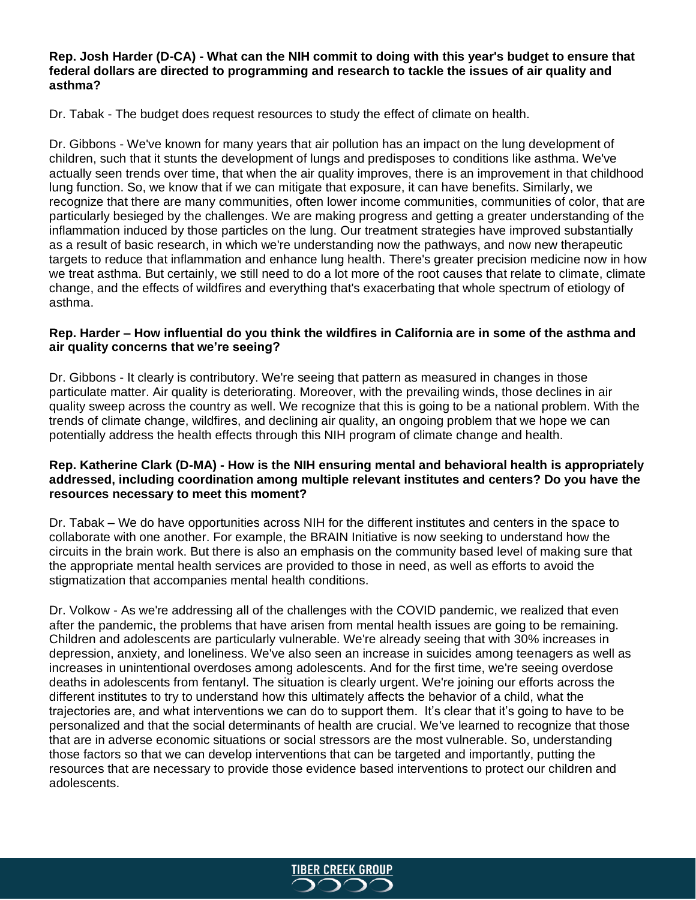**Rep. Josh Harder (D-CA) - What can the NIH commit to doing with this year's budget to ensure that federal dollars are directed to programming and research to tackle the issues of air quality and asthma?**

Dr. Tabak - The budget does request resources to study the effect of climate on health.

Dr. Gibbons - We've known for many years that air pollution has an impact on the lung development of children, such that it stunts the development of lungs and predisposes to conditions like asthma. We've actually seen trends over time, that when the air quality improves, there is an improvement in that childhood lung function. So, we know that if we can mitigate that exposure, it can have benefits. Similarly, we recognize that there are many communities, often lower income communities, communities of color, that are particularly besieged by the challenges. We are making progress and getting a greater understanding of the inflammation induced by those particles on the lung. Our treatment strategies have improved substantially as a result of basic research, in which we're understanding now the pathways, and now new therapeutic targets to reduce that inflammation and enhance lung health. There's greater precision medicine now in how we treat asthma. But certainly, we still need to do a lot more of the root causes that relate to climate, climate change, and the effects of wildfires and everything that's exacerbating that whole spectrum of etiology of asthma.

**Rep. Harder – How influential do you think the wildfires in California are in some of the asthma and air quality concerns that we're seeing?**

Dr. Gibbons - It clearly is contributory. We're seeing that pattern as measured in changes in those particulate matter. Air quality is deteriorating. Moreover, with the prevailing winds, those declines in air quality sweep across the country as well. We recognize that this is going to be a national problem. With the trends of climate change, wildfires, and declining air quality, an ongoing problem that we hope we can potentially address the health effects through this NIH program of climate change and health.

**Rep. Katherine Clark (D-MA) - How is the NIH ensuring mental and behavioral health is appropriately addressed, including coordination among multiple relevant institutes and centers? Do you have the resources necessary to meet this moment?**

Dr. Tabak – We do have opportunities across NIH for the different institutes and centers in the space to collaborate with one another. For example, the BRAIN Initiative is now seeking to understand how the circuits in the brain work. But there is also an emphasis on the community based level of making sure that the appropriate mental health services are provided to those in need, as well as efforts to avoid the stigmatization that accompanies mental health conditions.

Dr. Volkow - As we're addressing all of the challenges with the COVID pandemic, we realized that even after the pandemic, the problems that have arisen from mental health issues are going to be remaining. Children and adolescents are particularly vulnerable. We're already seeing that with 30% increases in depression, anxiety, and loneliness. We've also seen an increase in suicides among teenagers as well as increases in unintentional overdoses among adolescents. And for the first time, we're seeing overdose deaths in adolescents from fentanyl. The situation is clearly urgent. We're joining our efforts across the different institutes to try to understand how this ultimately affects the behavior of a child, what the trajectories are, and what interventions we can do to support them. It's clear that it's going to have to be personalized and that the social determinants of health are crucial. We've learned to recognize that those that are in adverse economic situations or social stressors are the most vulnerable. So, understanding those factors so that we can develop interventions that can be targeted and importantly, putting the resources that are necessary to provide those evidence based interventions to protect our children and adolescents.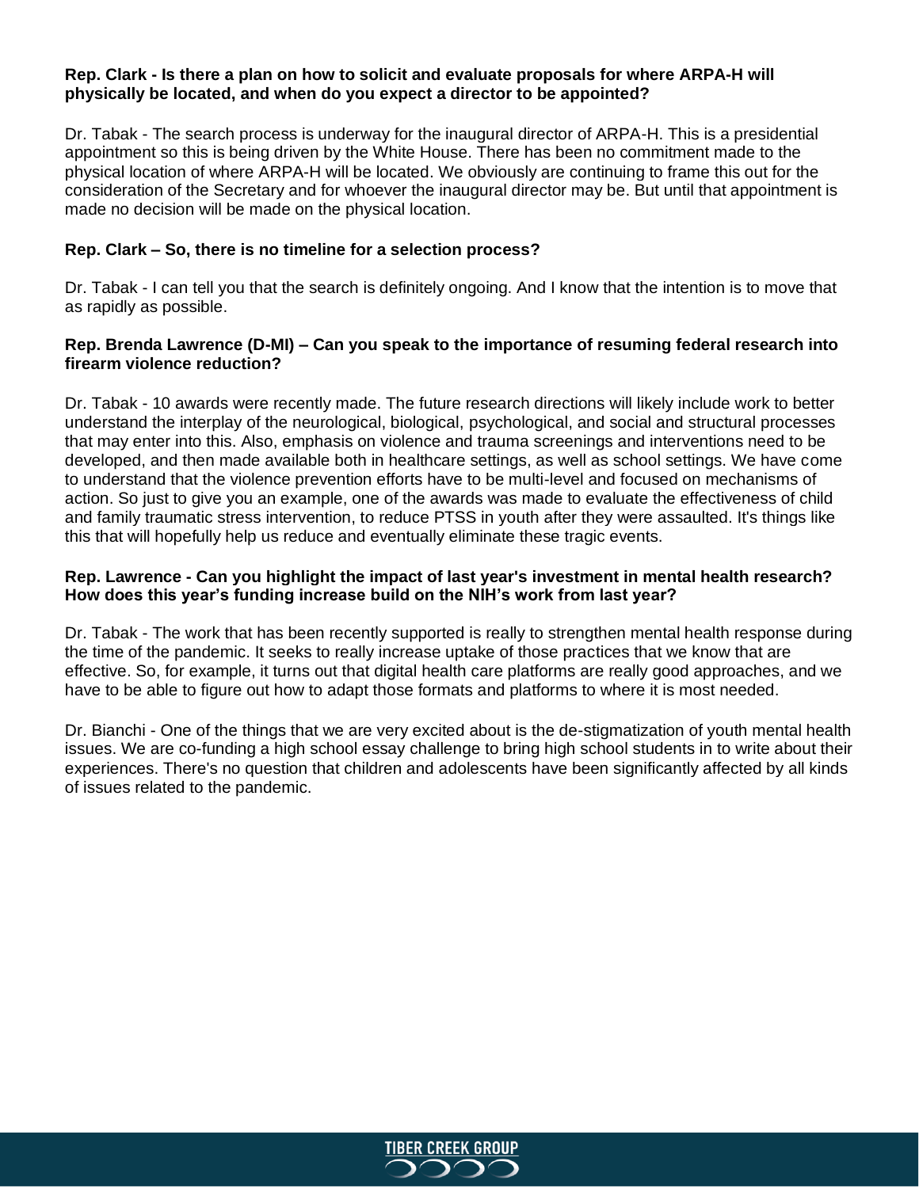**Rep. Clark - Is there a plan on how to solicit and evaluate proposals for where ARPA-H will physically be located, and when do you expect a director to be appointed?**

Dr. Tabak - The search process is underway for the inaugural director of ARPA-H. This is a presidential appointment so this is being driven by the White House. There has been no commitment made to the physical location of where ARPA-H will be located. We obviously are continuing to frame this out for the consideration of the Secretary and for whoever the inaugural director may be. But until that appointment is made no decision will be made on the physical location.

**Rep. Clark – So, there is no timeline for a selection process?**

Dr. Tabak - I can tell you that the search is definitely ongoing. And I know that the intention is to move that as rapidly as possible.

**Rep. Brenda Lawrence (D-MI) – Can you speak to the importance of resuming federal research into firearm violence reduction?**

Dr. Tabak - 10 awards were recently made. The future research directions will likely include work to better understand the interplay of the neurological, biological, psychological, and social and structural processes that may enter into this. Also, emphasis on violence and trauma screenings and interventions need to be developed, and then made available both in healthcare settings, as well as school settings. We have come to understand that the violence prevention efforts have to be multi-level and focused on mechanisms of action. So just to give you an example, one of the awards was made to evaluate the effectiveness of child and family traumatic stress intervention, to reduce PTSS in youth after they were assaulted. It's things like this that will hopefully help us reduce and eventually eliminate these tragic events.

**Rep. Lawrence - Can you highlight the impact of last year's investment in mental health research? How does this year's funding increase build on the NIH's work from last year?**

Dr. Tabak - The work that has been recently supported is really to strengthen mental health response during the time of the pandemic. It seeks to really increase uptake of those practices that we know that are effective. So, for example, it turns out that digital health care platforms are really good approaches, and we have to be able to figure out how to adapt those formats and platforms to where it is most needed.

Dr. Bianchi - One of the things that we are very excited about is the de-stigmatization of youth mental health issues. We are co-funding a high school essay challenge to bring high school students in to write about their experiences. There's no question that children and adolescents have been significantly affected by all kinds of issues related to the pandemic.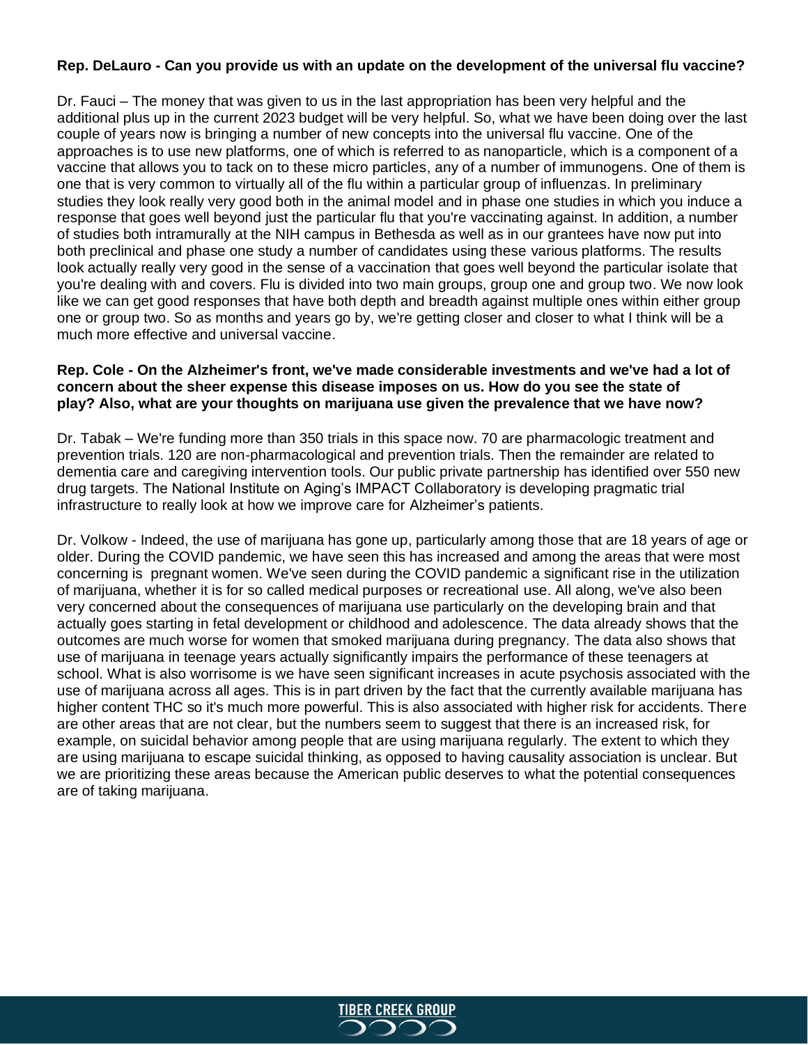**Rep. DeLauro - Can you provide us with an update on the development of the universal flu vaccine?**

Dr. Fauci – The money that was given to us in the last appropriation has been very helpful and the additional plus up in the current 2023 budget will be very helpful. So, what we have been doing over the last couple of years now is bringing a number of new concepts into the universal flu vaccine. One of the approaches is to use new platforms, one of which is referred to as nanoparticle, which is a component of a vaccine that allows you to tack on to these micro particles, any of a number of immunogens. One of them is one that is very common to virtually all of the flu within a particular group of influenzas. In preliminary studies they look really very good both in the animal model and in phase one studies in which you induce a response that goes well beyond just the particular flu that you're vaccinating against. In addition, a number of studies both intramurally at the NIH campus in Bethesda as well as in our grantees have now put into both preclinical and phase one study a number of candidates using these various platforms. The results look actually really very good in the sense of a vaccination that goes well beyond the particular isolate that you're dealing with and covers. Flu is divided into two main groups, group one and group two. We now look like we can get good responses that have both depth and breadth against multiple ones within either group one or group two. So as months and years go by, we're getting closer and closer to what I think will be a much more effective and universal vaccine.

**Rep. Cole - On the Alzheimer's front, we've made considerable investments and we've had a lot of concern about the sheer expense this disease imposes on us. How do you see the state of play? Also, what are your thoughts on marijuana use given the prevalence that we have now?**

Dr. Tabak – We're funding more than 350 trials in this space now. 70 are pharmacologic treatment and prevention trials. 120 are non-pharmacological and prevention trials. Then the remainder are related to dementia care and caregiving intervention tools. Our public private partnership has identified over 550 new drug targets. The National Institute on Aging's IMPACT Collaboratory is developing pragmatic trial infrastructure to really look at how we improve care for Alzheimer's patients.

Dr. Volkow - Indeed, the use of marijuana has gone up, particularly among those that are 18 years of age or older. During the COVID pandemic, we have seen this has increased and among the areas that were most concerning is pregnant women. We've seen during the COVID pandemic a significant rise in the utilization of marijuana, whether it is for so called medical purposes or recreational use. All along, we've also been very concerned about the consequences of marijuana use particularly on the developing brain and that actually goes starting in fetal development or childhood and adolescence. The data already shows that the outcomes are much worse for women that smoked marijuana during pregnancy. The data also shows that use of marijuana in teenage years actually significantly impairs the performance of these teenagers at school. What is also worrisome is we have seen significant increases in acute psychosis associated with the use of marijuana across all ages. This is in part driven by the fact that the currently available marijuana has higher content THC so it's much more powerful. This is also associated with higher risk for accidents. There are other areas that are not clear, but the numbers seem to suggest that there is an increased risk, for example, on suicidal behavior among people that are using marijuana regularly. The extent to which they are using marijuana to escape suicidal thinking, as opposed to having causality association is unclear. But we are prioritizing these areas because the American public deserves to what the potential consequences are of taking marijuana.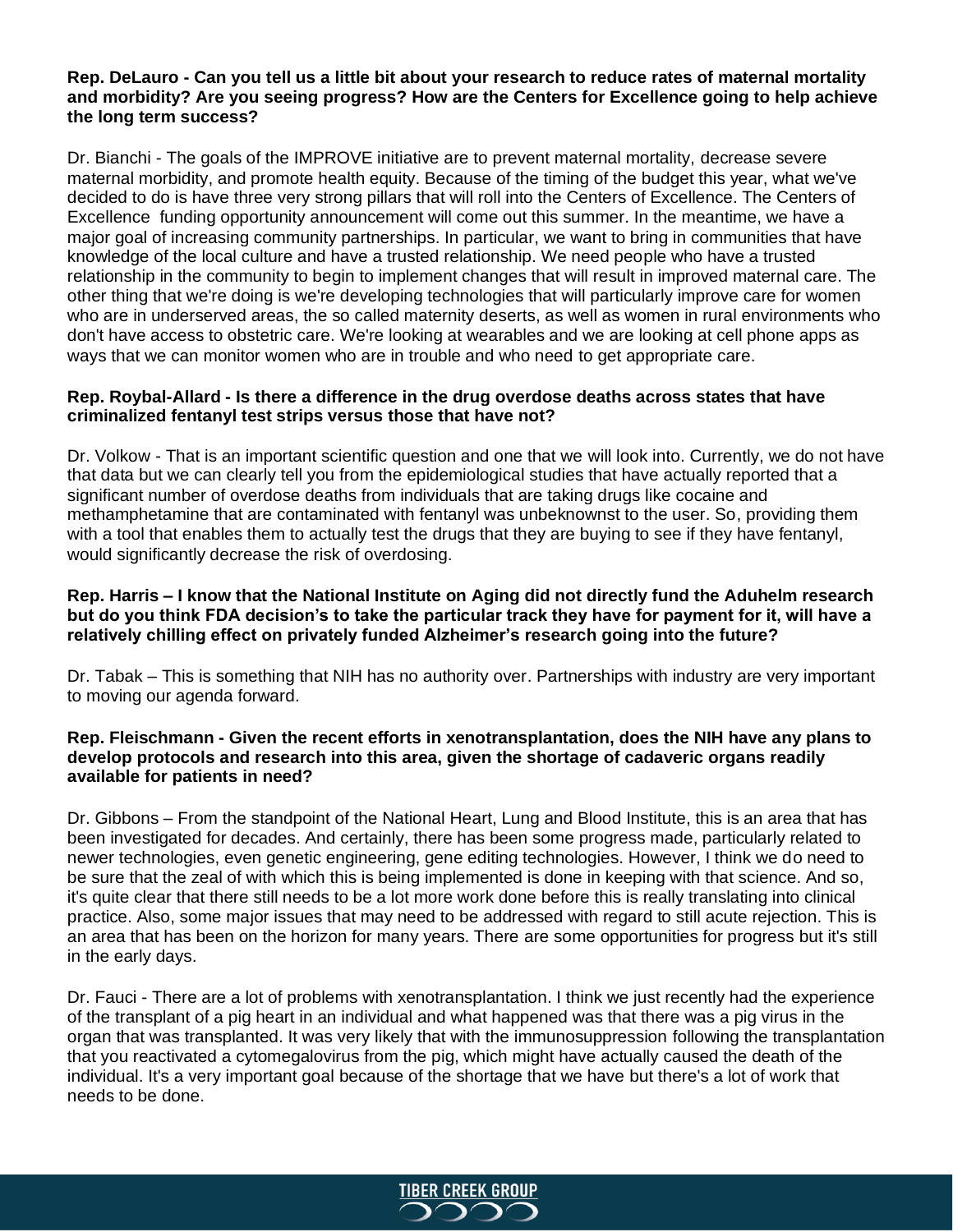**Rep. DeLauro - Can you tell us a little bit about your research to reduce rates of maternal mortality and morbidity? Are you seeing progress? How are the Centers for Excellence going to help achieve the long term success?**

Dr. Bianchi - The goals of the IMPROVE initiative are to prevent maternal mortality, decrease severe maternal morbidity, and promote health equity. Because of the timing of the budget this year, what we've decided to do is have three very strong pillars that will roll into the Centers of Excellence. The Centers of Excellence funding opportunity announcement will come out this summer. In the meantime, we have a major goal of increasing community partnerships. In particular, we want to bring in communities that have knowledge of the local culture and have a trusted relationship. We need people who have a trusted relationship in the community to begin to implement changes that will result in improved maternal care. The other thing that we're doing is we're developing technologies that will particularly improve care for women who are in underserved areas, the so called maternity deserts, as well as women in rural environments who don't have access to obstetric care. We're looking at wearables and we are looking at cell phone apps as ways that we can monitor women who are in trouble and who need to get appropriate care.

**Rep. Roybal-Allard - Is there a difference in the drug overdose deaths across states that have criminalized fentanyl test strips versus those that have not?**

Dr. Volkow - That is an important scientific question and one that we will look into. Currently, we do not have that data but we can clearly tell you from the epidemiological studies that have actually reported that a significant number of overdose deaths from individuals that are taking drugs like cocaine and methamphetamine that are contaminated with fentanyl was unbeknownst to the user. So, providing them with a tool that enables them to actually test the drugs that they are buying to see if they have fentanyl, would significantly decrease the risk of overdosing.

**Rep. Harris – I know that the National Institute on Aging did not directly fund the Aduhelm research but do you think FDA decision's to take the particular track they have for payment for it, will have a relatively chilling effect on privately funded Alzheimer's research going into the future?**

Dr. Tabak – This is something that NIH has no authority over. Partnerships with industry are very important to moving our agenda forward.

**Rep. Fleischmann - Given the recent efforts in xenotransplantation, does the NIH have any plans to develop protocols and research into this area, given the shortage of cadaveric organs readily available for patients in need?**

Dr. Gibbons – From the standpoint of the National Heart, Lung and Blood Institute, this is an area that has been investigated for decades. And certainly, there has been some progress made, particularly related to newer technologies, even genetic engineering, gene editing technologies. However, I think we do need to be sure that the zeal of with which this is being implemented is done in keeping with that science. And so, it's quite clear that there still needs to be a lot more work done before this is really translating into clinical practice. Also, some major issues that may need to be addressed with regard to still acute rejection. This is an area that has been on the horizon for many years. There are some opportunities for progress but it's still in the early days.

Dr. Fauci - There are a lot of problems with xenotransplantation. I think we just recently had the experience of the transplant of a pig heart in an individual and what happened was that there was a pig virus in the organ that was transplanted. It was very likely that with the immunosuppression following the transplantation that you reactivated a cytomegalovirus from the pig, which might have actually caused the death of the individual. It's a very important goal because of the shortage that we have but there's a lot of work that needs to be done.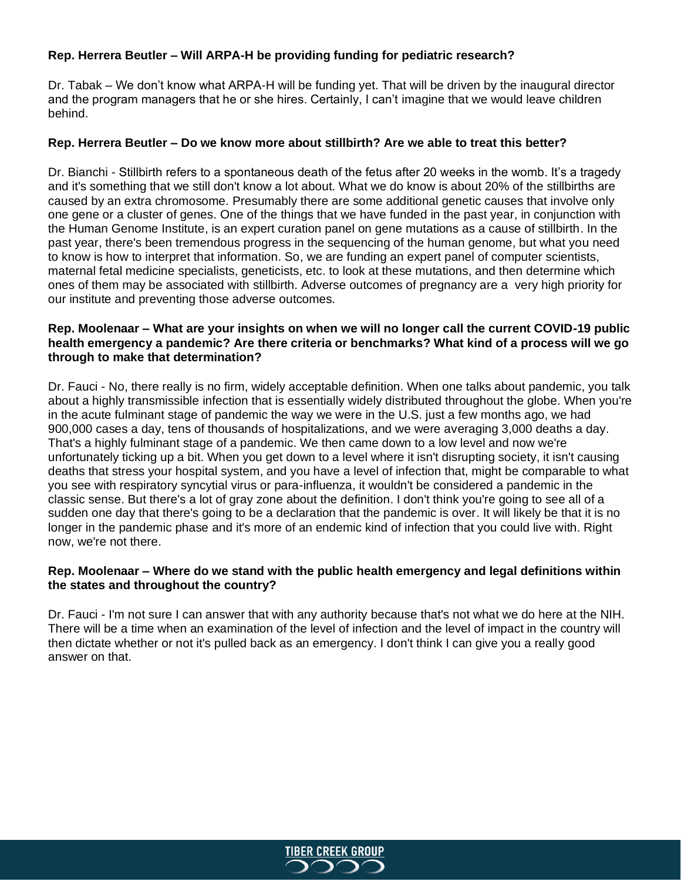**Rep. Herrera Beutler – Will ARPA-H be providing funding for pediatric research?**

Dr. Tabak – We don't know what ARPA-H will be funding yet. That will be driven by the inaugural director and the program managers that he or she hires. Certainly, I can't imagine that we would leave children behind.

**Rep. Herrera Beutler – Do we know more about stillbirth? Are we able to treat this better?**

Dr. Bianchi - Stillbirth refers to a spontaneous death of the fetus after 20 weeks in the womb. It's a tragedy and it's something that we still don't know a lot about. What we do know is about 20% of the stillbirths are caused by an extra chromosome. Presumably there are some additional genetic causes that involve only one gene or a cluster of genes. One of the things that we have funded in the past year, in conjunction with the Human Genome Institute, is an expert curation panel on gene mutations as a cause of stillbirth. In the past year, there's been tremendous progress in the sequencing of the human genome, but what you need to know is how to interpret that information. So, we are funding an expert panel of computer scientists, maternal fetal medicine specialists, geneticists, etc. to look at these mutations, and then determine which ones of them may be associated with stillbirth. Adverse outcomes of pregnancy are a very high priority for our institute and preventing those adverse outcomes.

**Rep. Moolenaar – What are your insights on when we will no longer call the current COVID-19 public health emergency a pandemic? Are there criteria or benchmarks? What kind of a process will we go through to make that determination?**

Dr. Fauci - No, there really is no firm, widely acceptable definition. When one talks about pandemic, you talk about a highly transmissible infection that is essentially widely distributed throughout the globe. When you're in the acute fulminant stage of pandemic the way we were in the U.S. just a few months ago, we had 900,000 cases a day, tens of thousands of hospitalizations, and we were averaging 3,000 deaths a day. That's a highly fulminant stage of a pandemic. We then came down to a low level and now we're unfortunately ticking up a bit. When you get down to a level where it isn't disrupting society, it isn't causing deaths that stress your hospital system, and you have a level of infection that, might be comparable to what you see with respiratory syncytial virus or para-influenza, it wouldn't be considered a pandemic in the classic sense. But there's a lot of gray zone about the definition. I don't think you're going to see all of a sudden one day that there's going to be a declaration that the pandemic is over. It will likely be that it is no longer in the pandemic phase and it's more of an endemic kind of infection that you could live with. Right now, we're not there.

**Rep. Moolenaar – Where do we stand with the public health emergency and legal definitions within the states and throughout the country?**

Dr. Fauci - I'm not sure I can answer that with any authority because that's not what we do here at the NIH. There will be a time when an examination of the level of infection and the level of impact in the country will then dictate whether or not it's pulled back as an emergency. I don't think I can give you a really good answer on that.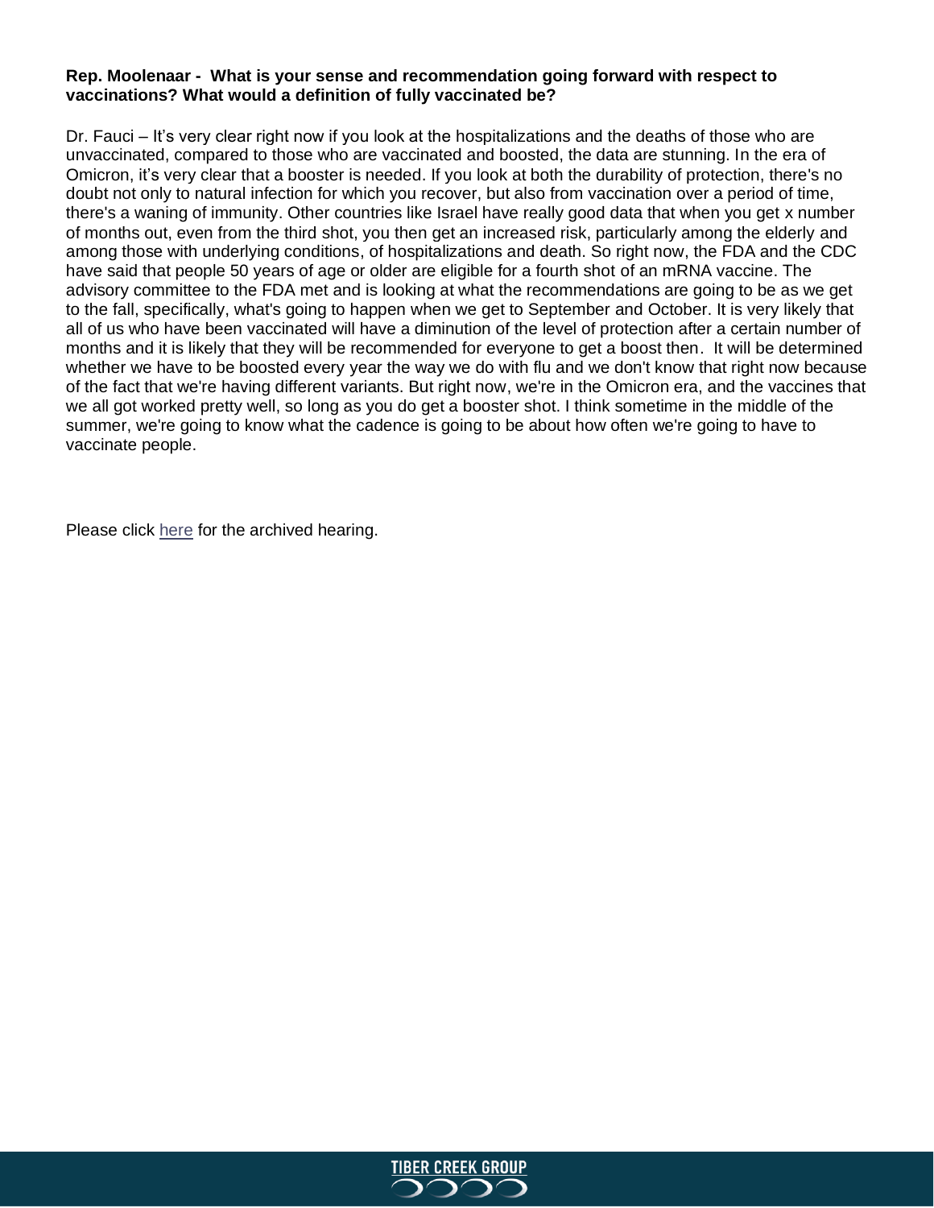**Rep. Moolenaar - What is your sense and recommendation going forward with respect to vaccinations? What would a definition of fully vaccinated be?**

Dr. Fauci – It's very clear right now if you look at the hospitalizations and the deaths of those who are unvaccinated, compared to those who are vaccinated and boosted, the data are stunning. In the era of Omicron, it's very clear that a booster is needed. If you look at both the durability of protection, there's no doubt not only to natural infection for which you recover, but also from vaccination over a period of time, there's a waning of immunity. Other countries like Israel have really good data that when you get x number of months out, even from the third shot, you then get an increased risk, particularly among the elderly and among those with underlying conditions, of hospitalizations and death. So right now, the FDA and the CDC have said that people 50 years of age or older are eligible for a fourth shot of an mRNA vaccine. The advisory committee to the FDA met and is looking at what the recommendations are going to be as we get to the fall, specifically, what's going to happen when we get to September and October. It is very likely that all of us who have been vaccinated will have a diminution of the level of protection after a certain number of months and it is likely that they will be recommended for everyone to get a boost then. It will be determined whether we have to be boosted every year the way we do with flu and we don't know that right now because of the fact that we're having different variants. But right now, we're in the Omicron era, and the vaccines that we all got worked pretty well, so long as you do get a booster shot. I think sometime in the middle of the summer, we're going to know what the cadence is going to be about how often we're going to have to vaccinate people.

Please click here for the archived hearing.